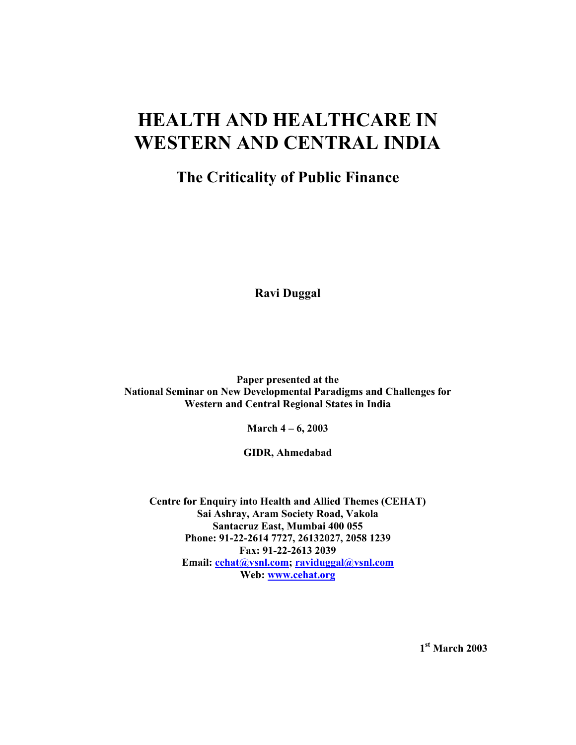# HEALTH AND HEALTHCARE IN WESTERN AND CENTRAL INDIA

## The Criticality of Public Finance

**Ravi Duggal**

**Paper presented at the**
**National Seminar on New Developmental Paradigms and Challenges for Western and Central Regional States in India**

**March 4 – 6, 2003**

**GIDR, Ahmedabad**

**Centre for Enquiry into Health and Allied Themes (CEHAT)**
**Sai Ashray, Aram Society Road, Vakola**
**Santacruz East, Mumbai 400 055**
**Phone: 91-22-2614 7727, 26132027, 2058 1239**
**Fax: 91-22-2613 2039**
**Email: cehat@vsnl.com; raviduggal@vsnl.com**
**Web: www.cehat.org**

**1st March 2003**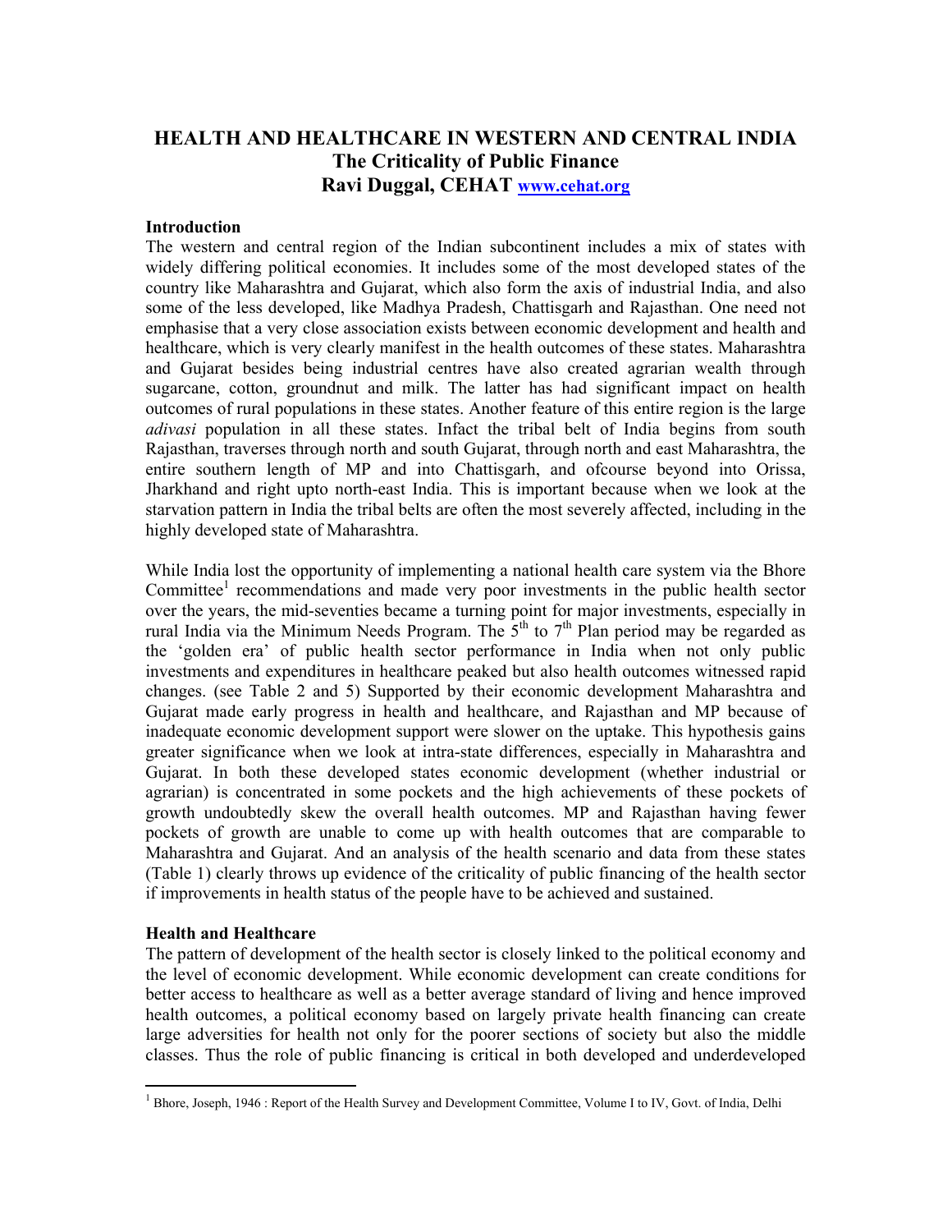# HEALTH AND HEALTHCARE IN WESTERN AND CENTRAL INDIA
## The Criticality of Public Finance
### Ravi Duggal, CEHAT www.cehat.org

**Introduction**

The western and central region of the Indian subcontinent includes a mix of states with widely differing political economies. It includes some of the most developed states of the country like Maharashtra and Gujarat, which also form the axis of industrial India, and also some of the less developed, like Madhya Pradesh, Chattisgarh and Rajasthan. One need not emphasise that a very close association exists between economic development and health and healthcare, which is very clearly manifest in the health outcomes of these states. Maharashtra and Gujarat besides being industrial centres have also created agrarian wealth through sugarcane, cotton, groundnut and milk. The latter has had significant impact on health outcomes of rural populations in these states. Another feature of this entire region is the large *adivasi* population in all these states. Infact the tribal belt of India begins from south Rajasthan, traverses through north and south Gujarat, through north and east Maharashtra, the entire southern length of MP and into Chattisgarh, and ofcourse beyond into Orissa, Jharkhand and right upto north-east India. This is important because when we look at the starvation pattern in India the tribal belts are often the most severely affected, including in the highly developed state of Maharashtra.

While India lost the opportunity of implementing a national health care system via the Bhore Committee[1] recommendations and made very poor investments in the public health sector over the years, the mid-seventies became a turning point for major investments, especially in rural India via the Minimum Needs Program. The 5th to 7th Plan period may be regarded as the 'golden era' of public health sector performance in India when not only public investments and expenditures in healthcare peaked but also health outcomes witnessed rapid changes. (see Table 2 and 5) Supported by their economic development Maharashtra and Gujarat made early progress in health and healthcare, and Rajasthan and MP because of inadequate economic development support were slower on the uptake. This hypothesis gains greater significance when we look at intra-state differences, especially in Maharashtra and Gujarat. In both these developed states economic development (whether industrial or agrarian) is concentrated in some pockets and the high achievements of these pockets of growth undoubtedly skew the overall health outcomes. MP and Rajasthan having fewer pockets of growth are unable to come up with health outcomes that are comparable to Maharashtra and Gujarat. And an analysis of the health scenario and data from these states (Table 1) clearly throws up evidence of the criticality of public financing of the health sector if improvements in health status of the people have to be achieved and sustained.

**Health and Healthcare**

The pattern of development of the health sector is closely linked to the political economy and the level of economic development. While economic development can create conditions for better access to healthcare as well as a better average standard of living and hence improved health outcomes, a political economy based on largely private health financing can create large adversities for health not only for the poorer sections of society but also the middle classes. Thus the role of public financing is critical in both developed and underdeveloped

[1] Bhore, Joseph, 1946 : Report of the Health Survey and Development Committee, Volume I to IV, Govt. of India, Delhi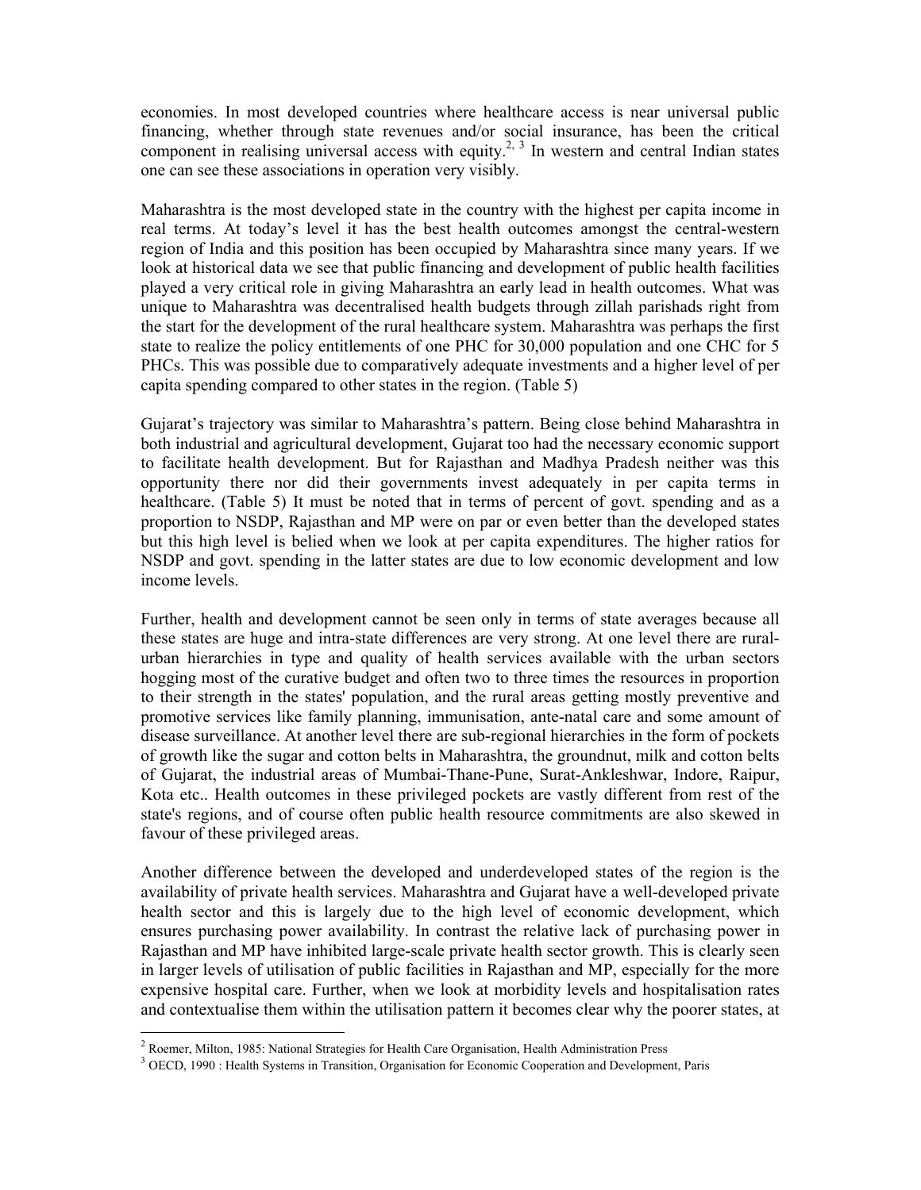economies. In most developed countries where healthcare access is near universal public financing, whether through state revenues and/or social insurance, has been the critical component in realising universal access with equity.[2, 3] In western and central Indian states one can see these associations in operation very visibly.

Maharashtra is the most developed state in the country with the highest per capita income in real terms. At today's level it has the best health outcomes amongst the central-western region of India and this position has been occupied by Maharashtra since many years. If we look at historical data we see that public financing and development of public health facilities played a very critical role in giving Maharashtra an early lead in health outcomes. What was unique to Maharashtra was decentralised health budgets through zillah parishads right from the start for the development of the rural healthcare system. Maharashtra was perhaps the first state to realize the policy entitlements of one PHC for 30,000 population and one CHC for 5 PHCs. This was possible due to comparatively adequate investments and a higher level of per capita spending compared to other states in the region. (Table 5)

Gujarat's trajectory was similar to Maharashtra's pattern. Being close behind Maharashtra in both industrial and agricultural development, Gujarat too had the necessary economic support to facilitate health development. But for Rajasthan and Madhya Pradesh neither was this opportunity there nor did their governments invest adequately in per capita terms in healthcare. (Table 5) It must be noted that in terms of percent of govt. spending and as a proportion to NSDP, Rajasthan and MP were on par or even better than the developed states but this high level is belied when we look at per capita expenditures. The higher ratios for NSDP and govt. spending in the latter states are due to low economic development and low income levels.

Further, health and development cannot be seen only in terms of state averages because all these states are huge and intra-state differences are very strong. At one level there are rural-urban hierarchies in type and quality of health services available with the urban sectors hogging most of the curative budget and often two to three times the resources in proportion to their strength in the states' population, and the rural areas getting mostly preventive and promotive services like family planning, immunisation, ante-natal care and some amount of disease surveillance. At another level there are sub-regional hierarchies in the form of pockets of growth like the sugar and cotton belts in Maharashtra, the groundnut, milk and cotton belts of Gujarat, the industrial areas of Mumbai-Thane-Pune, Surat-Ankleshwar, Indore, Raipur, Kota etc.. Health outcomes in these privileged pockets are vastly different from rest of the state's regions, and of course often public health resource commitments are also skewed in favour of these privileged areas.

Another difference between the developed and underdeveloped states of the region is the availability of private health services. Maharashtra and Gujarat have a well-developed private health sector and this is largely due to the high level of economic development, which ensures purchasing power availability. In contrast the relative lack of purchasing power in Rajasthan and MP have inhibited large-scale private health sector growth. This is clearly seen in larger levels of utilisation of public facilities in Rajasthan and MP, especially for the more expensive hospital care. Further, when we look at morbidity levels and hospitalisation rates and contextualise them within the utilisation pattern it becomes clear why the poorer states, at

---

[2] Roemer, Milton, 1985: National Strategies for Health Care Organisation, Health Administration Press

[3] OECD, 1990 : Health Systems in Transition, Organisation for Economic Cooperation and Development, Paris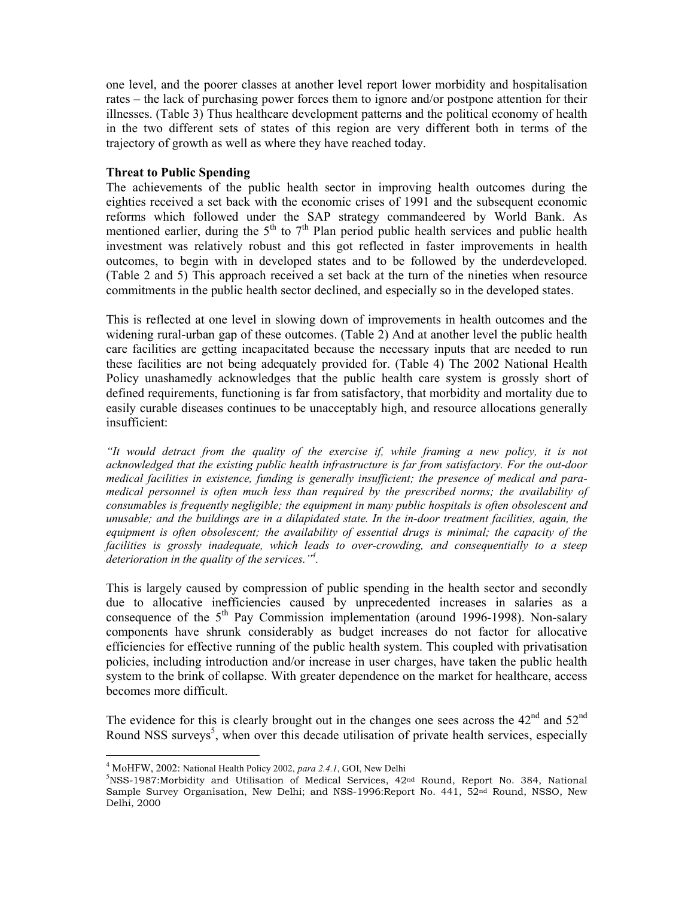one level, and the poorer classes at another level report lower morbidity and hospitalisation rates – the lack of purchasing power forces them to ignore and/or postpone attention for their illnesses. (Table 3) Thus healthcare development patterns and the political economy of health in the two different sets of states of this region are very different both in terms of the trajectory of growth as well as where they have reached today.

**Threat to Public Spending**

The achievements of the public health sector in improving health outcomes during the eighties received a set back with the economic crises of 1991 and the subsequent economic reforms which followed under the SAP strategy commandeered by World Bank. As mentioned earlier, during the 5th to 7th Plan period public health services and public health investment was relatively robust and this got reflected in faster improvements in health outcomes, to begin with in developed states and to be followed by the underdeveloped. (Table 2 and 5) This approach received a set back at the turn of the nineties when resource commitments in the public health sector declined, and especially so in the developed states.

This is reflected at one level in slowing down of improvements in health outcomes and the widening rural-urban gap of these outcomes. (Table 2) And at another level the public health care facilities are getting incapacitated because the necessary inputs that are needed to run these facilities are not being adequately provided for. (Table 4) The 2002 National Health Policy unashamedly acknowledges that the public health care system is grossly short of defined requirements, functioning is far from satisfactory, that morbidity and mortality due to easily curable diseases continues to be unacceptably high, and resource allocations generally insufficient:

*"It would detract from the quality of the exercise if, while framing a new policy, it is not acknowledged that the existing public health infrastructure is far from satisfactory. For the out-door medical facilities in existence, funding is generally insufficient; the presence of medical and para-medical personnel is often much less than required by the prescribed norms; the availability of consumables is frequently negligible; the equipment in many public hospitals is often obsolescent and unusable; and the buildings are in a dilapidated state. In the in-door treatment facilities, again, the equipment is often obsolescent; the availability of essential drugs is minimal; the capacity of the facilities is grossly inadequate, which leads to over-crowding, and consequentially to a steep deterioration in the quality of the services."*[4].

This is largely caused by compression of public spending in the health sector and secondly due to allocative inefficiencies caused by unprecedented increases in salaries as a consequence of the 5th Pay Commission implementation (around 1996-1998). Non-salary components have shrunk considerably as budget increases do not factor for allocative efficiencies for effective running of the public health system. This coupled with privatisation policies, including introduction and/or increase in user charges, have taken the public health system to the brink of collapse. With greater dependence on the market for healthcare, access becomes more difficult.

The evidence for this is clearly brought out in the changes one sees across the 42nd and 52nd Round NSS surveys[5], when over this decade utilisation of private health services, especially

---

[4] MoHFW, 2002: National Health Policy 2002, *para 2.4.1*, GOI, New Delhi

[5] NSS-1987:Morbidity and Utilisation of Medical Services, 42nd Round, Report No. 384, National Sample Survey Organisation, New Delhi; and NSS-1996:Report No. 441, 52nd Round, NSSO, New Delhi, 2000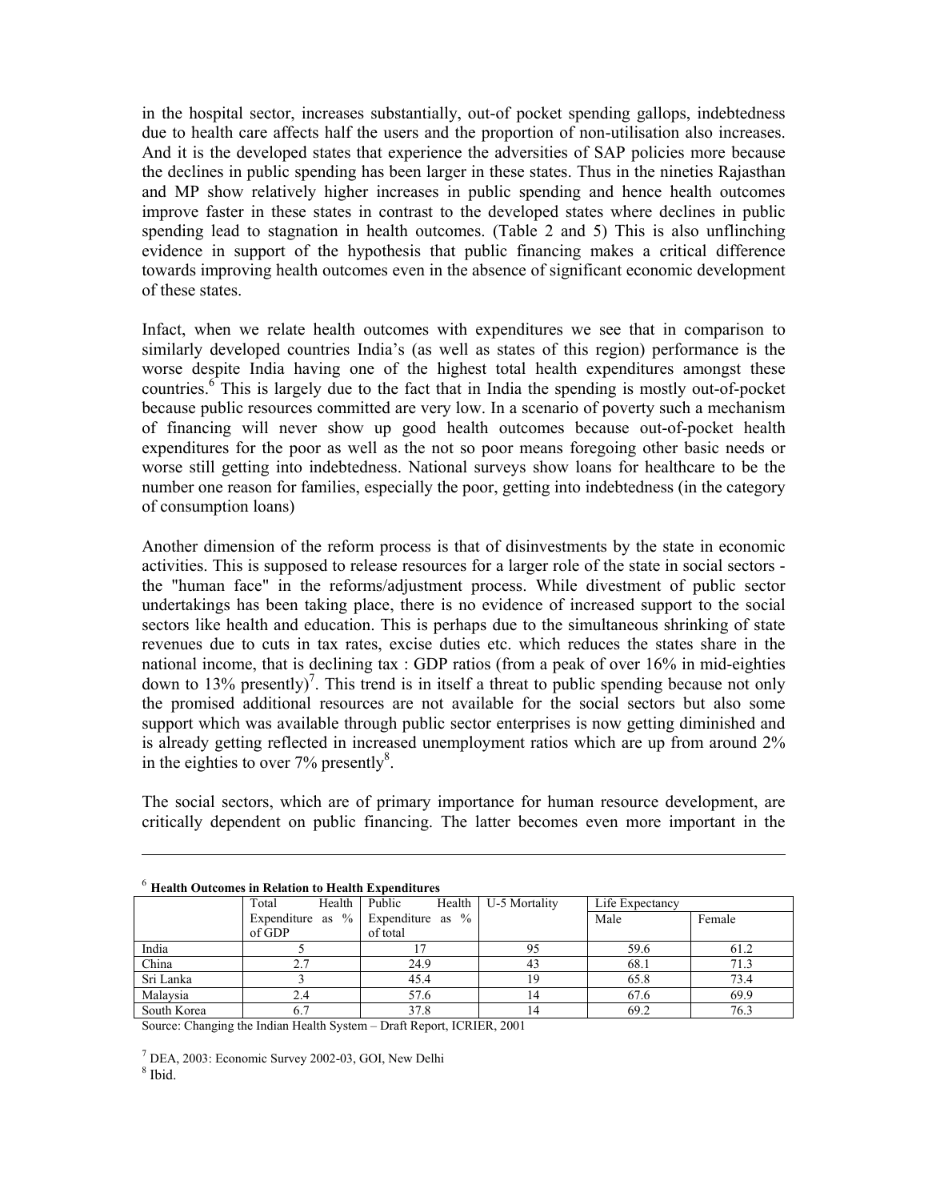in the hospital sector, increases substantially, out-of pocket spending gallops, indebtedness due to health care affects half the users and the proportion of non-utilisation also increases. And it is the developed states that experience the adversities of SAP policies more because the declines in public spending has been larger in these states. Thus in the nineties Rajasthan and MP show relatively higher increases in public spending and hence health outcomes improve faster in these states in contrast to the developed states where declines in public spending lead to stagnation in health outcomes. (Table 2 and 5) This is also unflinching evidence in support of the hypothesis that public financing makes a critical difference towards improving health outcomes even in the absence of significant economic development of these states.

Infact, when we relate health outcomes with expenditures we see that in comparison to similarly developed countries India's (as well as states of this region) performance is the worse despite India having one of the highest total health expenditures amongst these countries.[6] This is largely due to the fact that in India the spending is mostly out-of-pocket because public resources committed are very low. In a scenario of poverty such a mechanism of financing will never show up good health outcomes because out-of-pocket health expenditures for the poor as well as the not so poor means foregoing other basic needs or worse still getting into indebtedness. National surveys show loans for healthcare to be the number one reason for families, especially the poor, getting into indebtedness (in the category of consumption loans)

Another dimension of the reform process is that of disinvestments by the state in economic activities. This is supposed to release resources for a larger role of the state in social sectors - the "human face" in the reforms/adjustment process. While divestment of public sector undertakings has been taking place, there is no evidence of increased support to the social sectors like health and education. This is perhaps due to the simultaneous shrinking of state revenues due to cuts in tax rates, excise duties etc. which reduces the states share in the national income, that is declining tax : GDP ratios (from a peak of over 16% in mid-eighties down to 13% presently)[7]. This trend is in itself a threat to public spending because not only the promised additional resources are not available for the social sectors but also some support which was available through public sector enterprises is now getting diminished and is already getting reflected in increased unemployment ratios which are up from around 2% in the eighties to over 7% presently[8].

The social sectors, which are of primary importance for human resource development, are critically dependent on public financing. The latter becomes even more important in the

---

[6] **Health Outcomes in Relation to Health Expenditures**

| | Total Health Expenditure as % of GDP | Public Health Expenditure as % of total | U-5 Mortality | Life Expectancy | |
|---|---|---|---|---|---|
| | | | | Male | Female |
| India | 5 | 17 | 95 | 59.6 | 61.2 |
| China | 2.7 | 24.9 | 43 | 68.1 | 71.3 |
| Sri Lanka | 3 | 45.4 | 19 | 65.8 | 73.4 |
| Malaysia | 2.4 | 57.6 | 14 | 67.6 | 69.9 |
| South Korea | 6.7 | 37.8 | 14 | 69.2 | 76.3 |

Source: Changing the Indian Health System – Draft Report, ICRIER, 2001

[7] DEA, 2003: Economic Survey 2002-03, GOI, New Delhi

[8] Ibid.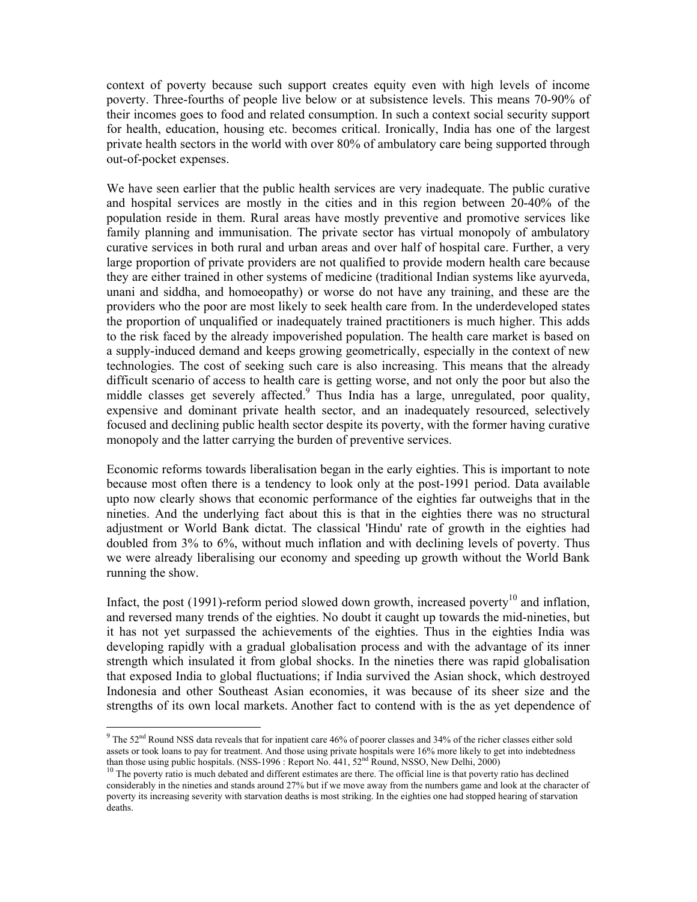context of poverty because such support creates equity even with high levels of income poverty. Three-fourths of people live below or at subsistence levels. This means 70-90% of their incomes goes to food and related consumption. In such a context social security support for health, education, housing etc. becomes critical. Ironically, India has one of the largest private health sectors in the world with over 80% of ambulatory care being supported through out-of-pocket expenses.

We have seen earlier that the public health services are very inadequate. The public curative and hospital services are mostly in the cities and in this region between 20-40% of the population reside in them. Rural areas have mostly preventive and promotive services like family planning and immunisation. The private sector has virtual monopoly of ambulatory curative services in both rural and urban areas and over half of hospital care. Further, a very large proportion of private providers are not qualified to provide modern health care because they are either trained in other systems of medicine (traditional Indian systems like ayurveda, unani and siddha, and homoeopathy) or worse do not have any training, and these are the providers who the poor are most likely to seek health care from. In the underdeveloped states the proportion of unqualified or inadequately trained practitioners is much higher. This adds to the risk faced by the already impoverished population. The health care market is based on a supply-induced demand and keeps growing geometrically, especially in the context of new technologies. The cost of seeking such care is also increasing. This means that the already difficult scenario of access to health care is getting worse, and not only the poor but also the middle classes get severely affected.[9] Thus India has a large, unregulated, poor quality, expensive and dominant private health sector, and an inadequately resourced, selectively focused and declining public health sector despite its poverty, with the former having curative monopoly and the latter carrying the burden of preventive services.

Economic reforms towards liberalisation began in the early eighties. This is important to note because most often there is a tendency to look only at the post-1991 period. Data available upto now clearly shows that economic performance of the eighties far outweighs that in the nineties. And the underlying fact about this is that in the eighties there was no structural adjustment or World Bank dictat. The classical 'Hindu' rate of growth in the eighties had doubled from 3% to 6%, without much inflation and with declining levels of poverty. Thus we were already liberalising our economy and speeding up growth without the World Bank running the show.

Infact, the post (1991)-reform period slowed down growth, increased poverty[10] and inflation, and reversed many trends of the eighties. No doubt it caught up towards the mid-nineties, but it has not yet surpassed the achievements of the eighties. Thus in the eighties India was developing rapidly with a gradual globalisation process and with the advantage of its inner strength which insulated it from global shocks. In the nineties there was rapid globalisation that exposed India to global fluctuations; if India survived the Asian shock, which destroyed Indonesia and other Southeast Asian economies, it was because of its sheer size and the strengths of its own local markets. Another fact to contend with is the as yet dependence of

---

[9] The 52nd Round NSS data reveals that for inpatient care 46% of poorer classes and 34% of the richer classes either sold assets or took loans to pay for treatment. And those using private hospitals were 16% more likely to get into indebtedness than those using public hospitals. (NSS-1996 : Report No. 441, 52nd Round, NSSO, New Delhi, 2000)

[10] The poverty ratio is much debated and different estimates are there. The official line is that poverty ratio has declined considerably in the nineties and stands around 27% but if we move away from the numbers game and look at the character of poverty its increasing severity with starvation deaths is most striking. In the eighties one had stopped hearing of starvation deaths.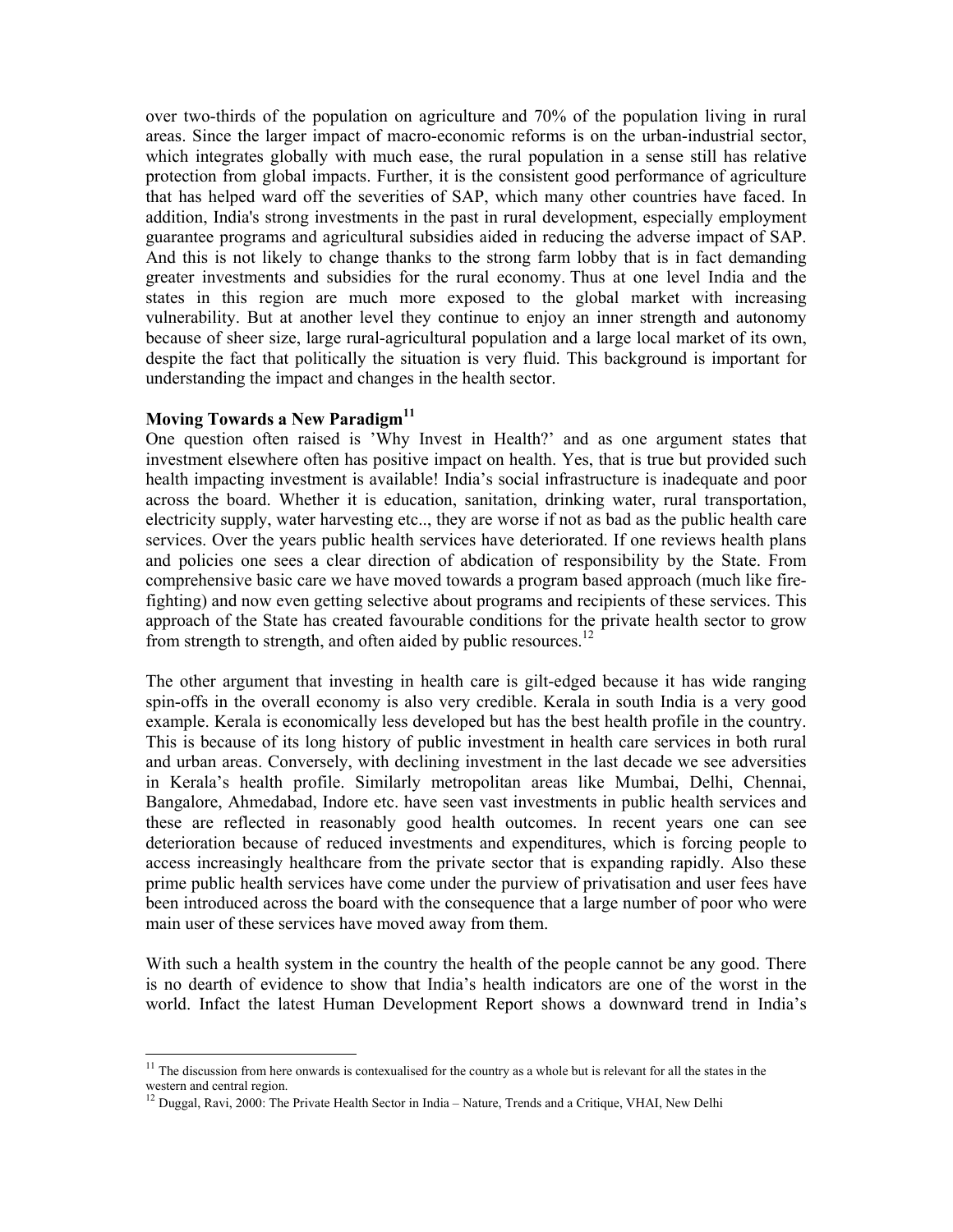over two-thirds of the population on agriculture and 70% of the population living in rural areas. Since the larger impact of macro-economic reforms is on the urban-industrial sector, which integrates globally with much ease, the rural population in a sense still has relative protection from global impacts. Further, it is the consistent good performance of agriculture that has helped ward off the severities of SAP, which many other countries have faced. In addition, India's strong investments in the past in rural development, especially employment guarantee programs and agricultural subsidies aided in reducing the adverse impact of SAP. And this is not likely to change thanks to the strong farm lobby that is in fact demanding greater investments and subsidies for the rural economy. Thus at one level India and the states in this region are much more exposed to the global market with increasing vulnerability. But at another level they continue to enjoy an inner strength and autonomy because of sheer size, large rural-agricultural population and a large local market of its own, despite the fact that politically the situation is very fluid. This background is important for understanding the impact and changes in the health sector.

**Moving Towards a New Paradigm[11]**

One question often raised is 'Why Invest in Health?' and as one argument states that investment elsewhere often has positive impact on health. Yes, that is true but provided such health impacting investment is available! India's social infrastructure is inadequate and poor across the board. Whether it is education, sanitation, drinking water, rural transportation, electricity supply, water harvesting etc.., they are worse if not as bad as the public health care services. Over the years public health services have deteriorated. If one reviews health plans and policies one sees a clear direction of abdication of responsibility by the State. From comprehensive basic care we have moved towards a program based approach (much like fire-fighting) and now even getting selective about programs and recipients of these services. This approach of the State has created favourable conditions for the private health sector to grow from strength to strength, and often aided by public resources.[12]

The other argument that investing in health care is gilt-edged because it has wide ranging spin-offs in the overall economy is also very credible. Kerala in south India is a very good example. Kerala is economically less developed but has the best health profile in the country. This is because of its long history of public investment in health care services in both rural and urban areas. Conversely, with declining investment in the last decade we see adversities in Kerala's health profile. Similarly metropolitan areas like Mumbai, Delhi, Chennai, Bangalore, Ahmedabad, Indore etc. have seen vast investments in public health services and these are reflected in reasonably good health outcomes. In recent years one can see deterioration because of reduced investments and expenditures, which is forcing people to access increasingly healthcare from the private sector that is expanding rapidly. Also these prime public health services have come under the purview of privatisation and user fees have been introduced across the board with the consequence that a large number of poor who were main user of these services have moved away from them.

With such a health system in the country the health of the people cannot be any good. There is no dearth of evidence to show that India's health indicators are one of the worst in the world. Infact the latest Human Development Report shows a downward trend in India's

---

[11] The discussion from here onwards is contexualised for the country as a whole but is relevant for all the states in the western and central region.

[12] Duggal, Ravi, 2000: The Private Health Sector in India – Nature, Trends and a Critique, VHAI, New Delhi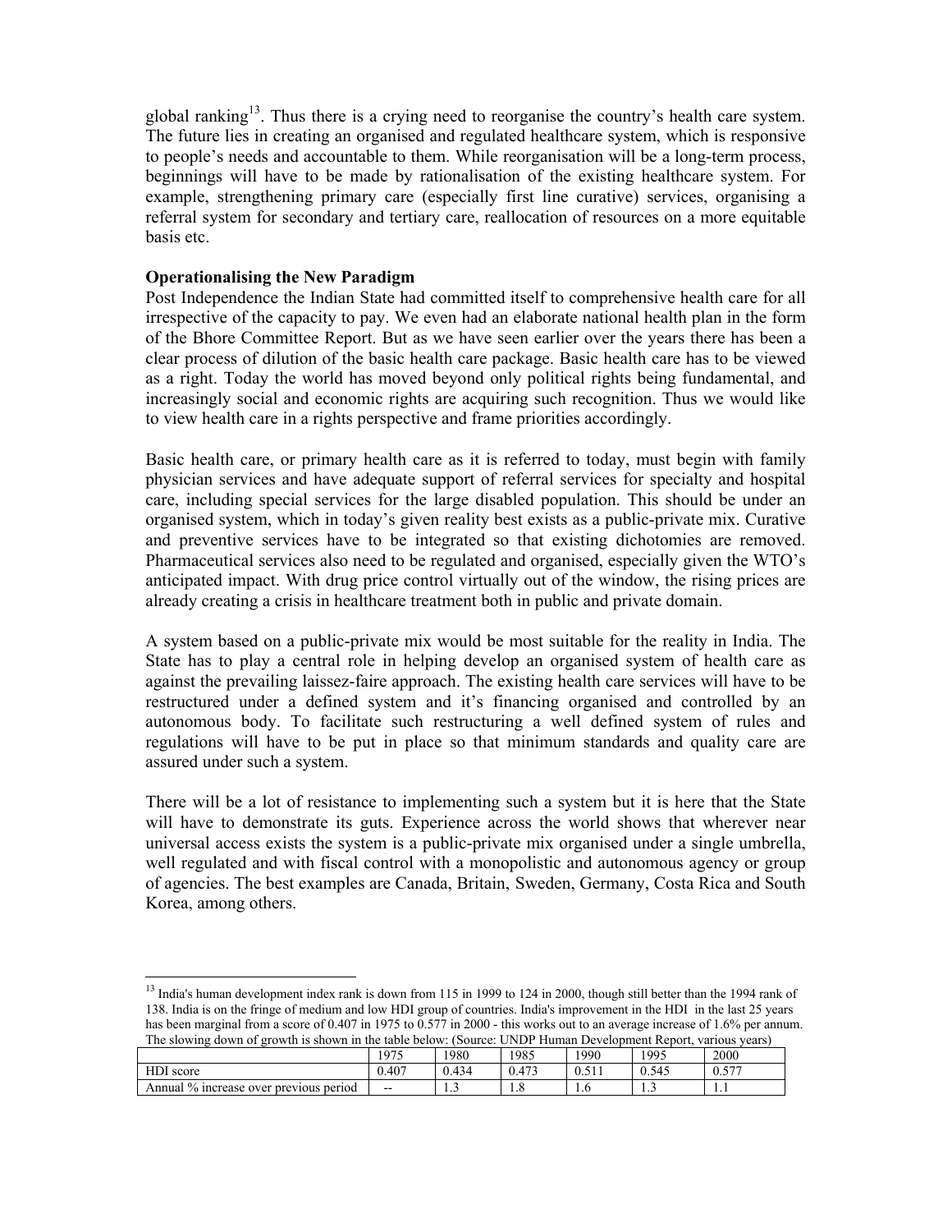global ranking[13]. Thus there is a crying need to reorganise the country's health care system. The future lies in creating an organised and regulated healthcare system, which is responsive to people's needs and accountable to them. While reorganisation will be a long-term process, beginnings will have to be made by rationalisation of the existing healthcare system. For example, strengthening primary care (especially first line curative) services, organising a referral system for secondary and tertiary care, reallocation of resources on a more equitable basis etc.

**Operationalising the New Paradigm**

Post Independence the Indian State had committed itself to comprehensive health care for all irrespective of the capacity to pay. We even had an elaborate national health plan in the form of the Bhore Committee Report. But as we have seen earlier over the years there has been a clear process of dilution of the basic health care package. Basic health care has to be viewed as a right. Today the world has moved beyond only political rights being fundamental, and increasingly social and economic rights are acquiring such recognition. Thus we would like to view health care in a rights perspective and frame priorities accordingly.

Basic health care, or primary health care as it is referred to today, must begin with family physician services and have adequate support of referral services for specialty and hospital care, including special services for the large disabled population. This should be under an organised system, which in today's given reality best exists as a public-private mix. Curative and preventive services have to be integrated so that existing dichotomies are removed. Pharmaceutical services also need to be regulated and organised, especially given the WTO's anticipated impact. With drug price control virtually out of the window, the rising prices are already creating a crisis in healthcare treatment both in public and private domain.

A system based on a public-private mix would be most suitable for the reality in India. The State has to play a central role in helping develop an organised system of health care as against the prevailing laissez-faire approach. The existing health care services will have to be restructured under a defined system and it's financing organised and controlled by an autonomous body. To facilitate such restructuring a well defined system of rules and regulations will have to be put in place so that minimum standards and quality care are assured under such a system.

There will be a lot of resistance to implementing such a system but it is here that the State will have to demonstrate its guts. Experience across the world shows that wherever near universal access exists the system is a public-private mix organised under a single umbrella, well regulated and with fiscal control with a monopolistic and autonomous agency or group of agencies. The best examples are Canada, Britain, Sweden, Germany, Costa Rica and South Korea, among others.

---

[13] India's human development index rank is down from 115 in 1999 to 124 in 2000, though still better than the 1994 rank of 138. India is on the fringe of medium and low HDI group of countries. India's improvement in the HDI in the last 25 years has been marginal from a score of 0.407 in 1975 to 0.577 in 2000 - this works out to an average increase of 1.6% per annum. The slowing down of growth is shown in the table below: (Source: UNDP Human Development Report, various years)

| | 1975 | 1980 | 1985 | 1990 | 1995 | 2000 |
|---|---|---|---|---|---|---|
| HDI score | 0.407 | 0.434 | 0.473 | 0.511 | 0.545 | 0.577 |
| Annual % increase over previous period | -- | 1.3 | 1.8 | 1.6 | 1.3 | 1.1 |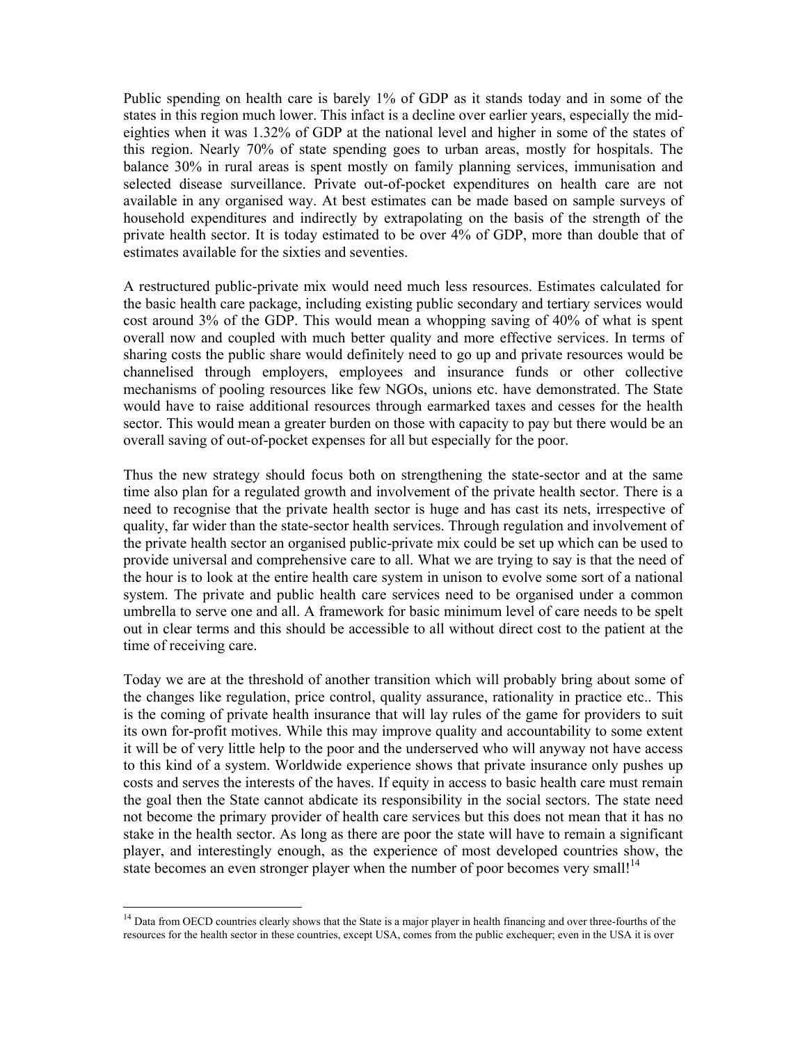Public spending on health care is barely 1% of GDP as it stands today and in some of the states in this region much lower. This infact is a decline over earlier years, especially the mid-eighties when it was 1.32% of GDP at the national level and higher in some of the states of this region. Nearly 70% of state spending goes to urban areas, mostly for hospitals. The balance 30% in rural areas is spent mostly on family planning services, immunisation and selected disease surveillance. Private out-of-pocket expenditures on health care are not available in any organised way. At best estimates can be made based on sample surveys of household expenditures and indirectly by extrapolating on the basis of the strength of the private health sector. It is today estimated to be over 4% of GDP, more than double that of estimates available for the sixties and seventies.

A restructured public-private mix would need much less resources. Estimates calculated for the basic health care package, including existing public secondary and tertiary services would cost around 3% of the GDP. This would mean a whopping saving of 40% of what is spent overall now and coupled with much better quality and more effective services. In terms of sharing costs the public share would definitely need to go up and private resources would be channelised through employers, employees and insurance funds or other collective mechanisms of pooling resources like few NGOs, unions etc. have demonstrated. The State would have to raise additional resources through earmarked taxes and cesses for the health sector. This would mean a greater burden on those with capacity to pay but there would be an overall saving of out-of-pocket expenses for all but especially for the poor.

Thus the new strategy should focus both on strengthening the state-sector and at the same time also plan for a regulated growth and involvement of the private health sector. There is a need to recognise that the private health sector is huge and has cast its nets, irrespective of quality, far wider than the state-sector health services. Through regulation and involvement of the private health sector an organised public-private mix could be set up which can be used to provide universal and comprehensive care to all. What we are trying to say is that the need of the hour is to look at the entire health care system in unison to evolve some sort of a national system. The private and public health care services need to be organised under a common umbrella to serve one and all. A framework for basic minimum level of care needs to be spelt out in clear terms and this should be accessible to all without direct cost to the patient at the time of receiving care.

Today we are at the threshold of another transition which will probably bring about some of the changes like regulation, price control, quality assurance, rationality in practice etc.. This is the coming of private health insurance that will lay rules of the game for providers to suit its own for-profit motives. While this may improve quality and accountability to some extent it will be of very little help to the poor and the underserved who will anyway not have access to this kind of a system. Worldwide experience shows that private insurance only pushes up costs and serves the interests of the haves. If equity in access to basic health care must remain the goal then the State cannot abdicate its responsibility in the social sectors. The state need not become the primary provider of health care services but this does not mean that it has no stake in the health sector. As long as there are poor the state will have to remain a significant player, and interestingly enough, as the experience of most developed countries show, the state becomes an even stronger player when the number of poor becomes very small![14]

[14] Data from OECD countries clearly shows that the State is a major player in health financing and over three-fourths of the resources for the health sector in these countries, except USA, comes from the public exchequer; even in the USA it is over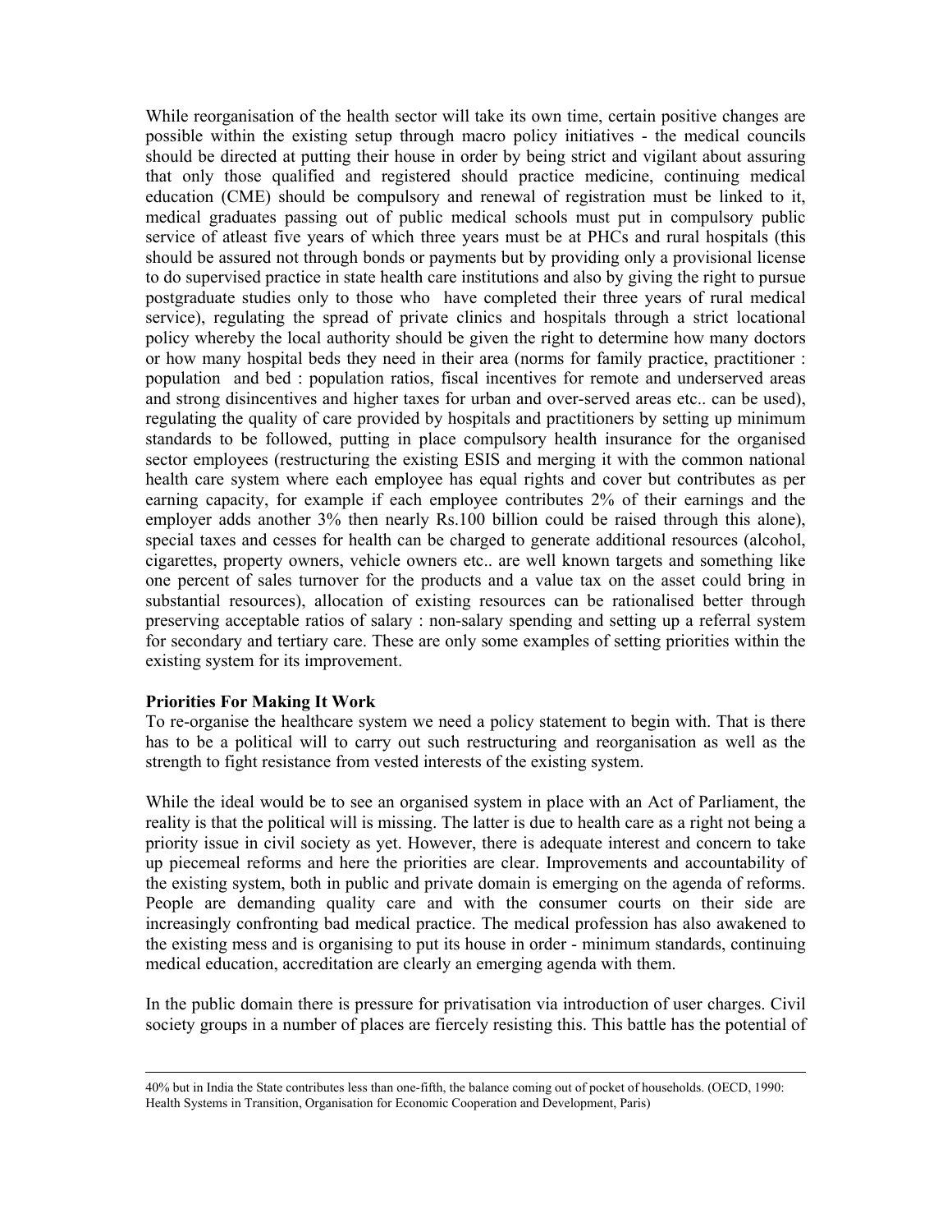While reorganisation of the health sector will take its own time, certain positive changes are possible within the existing setup through macro policy initiatives - the medical councils should be directed at putting their house in order by being strict and vigilant about assuring that only those qualified and registered should practice medicine, continuing medical education (CME) should be compulsory and renewal of registration must be linked to it, medical graduates passing out of public medical schools must put in compulsory public service of atleast five years of which three years must be at PHCs and rural hospitals (this should be assured not through bonds or payments but by providing only a provisional license to do supervised practice in state health care institutions and also by giving the right to pursue postgraduate studies only to those who have completed their three years of rural medical service), regulating the spread of private clinics and hospitals through a strict locational policy whereby the local authority should be given the right to determine how many doctors or how many hospital beds they need in their area (norms for family practice, practitioner : population and bed : population ratios, fiscal incentives for remote and underserved areas and strong disincentives and higher taxes for urban and over-served areas etc.. can be used), regulating the quality of care provided by hospitals and practitioners by setting up minimum standards to be followed, putting in place compulsory health insurance for the organised sector employees (restructuring the existing ESIS and merging it with the common national health care system where each employee has equal rights and cover but contributes as per earning capacity, for example if each employee contributes 2% of their earnings and the employer adds another 3% then nearly Rs.100 billion could be raised through this alone), special taxes and cesses for health can be charged to generate additional resources (alcohol, cigarettes, property owners, vehicle owners etc.. are well known targets and something like one percent of sales turnover for the products and a value tax on the asset could bring in substantial resources), allocation of existing resources can be rationalised better through preserving acceptable ratios of salary : non-salary spending and setting up a referral system for secondary and tertiary care. These are only some examples of setting priorities within the existing system for its improvement.

**Priorities For Making It Work**

To re-organise the healthcare system we need a policy statement to begin with. That is there has to be a political will to carry out such restructuring and reorganisation as well as the strength to fight resistance from vested interests of the existing system.

While the ideal would be to see an organised system in place with an Act of Parliament, the reality is that the political will is missing. The latter is due to health care as a right not being a priority issue in civil society as yet. However, there is adequate interest and concern to take up piecemeal reforms and here the priorities are clear. Improvements and accountability of the existing system, both in public and private domain is emerging on the agenda of reforms. People are demanding quality care and with the consumer courts on their side are increasingly confronting bad medical practice. The medical profession has also awakened to the existing mess and is organising to put its house in order - minimum standards, continuing medical education, accreditation are clearly an emerging agenda with them.

In the public domain there is pressure for privatisation via introduction of user charges. Civil society groups in a number of places are fiercely resisting this. This battle has the potential of

---

40% but in India the State contributes less than one-fifth, the balance coming out of pocket of households. (OECD, 1990: Health Systems in Transition, Organisation for Economic Cooperation and Development, Paris)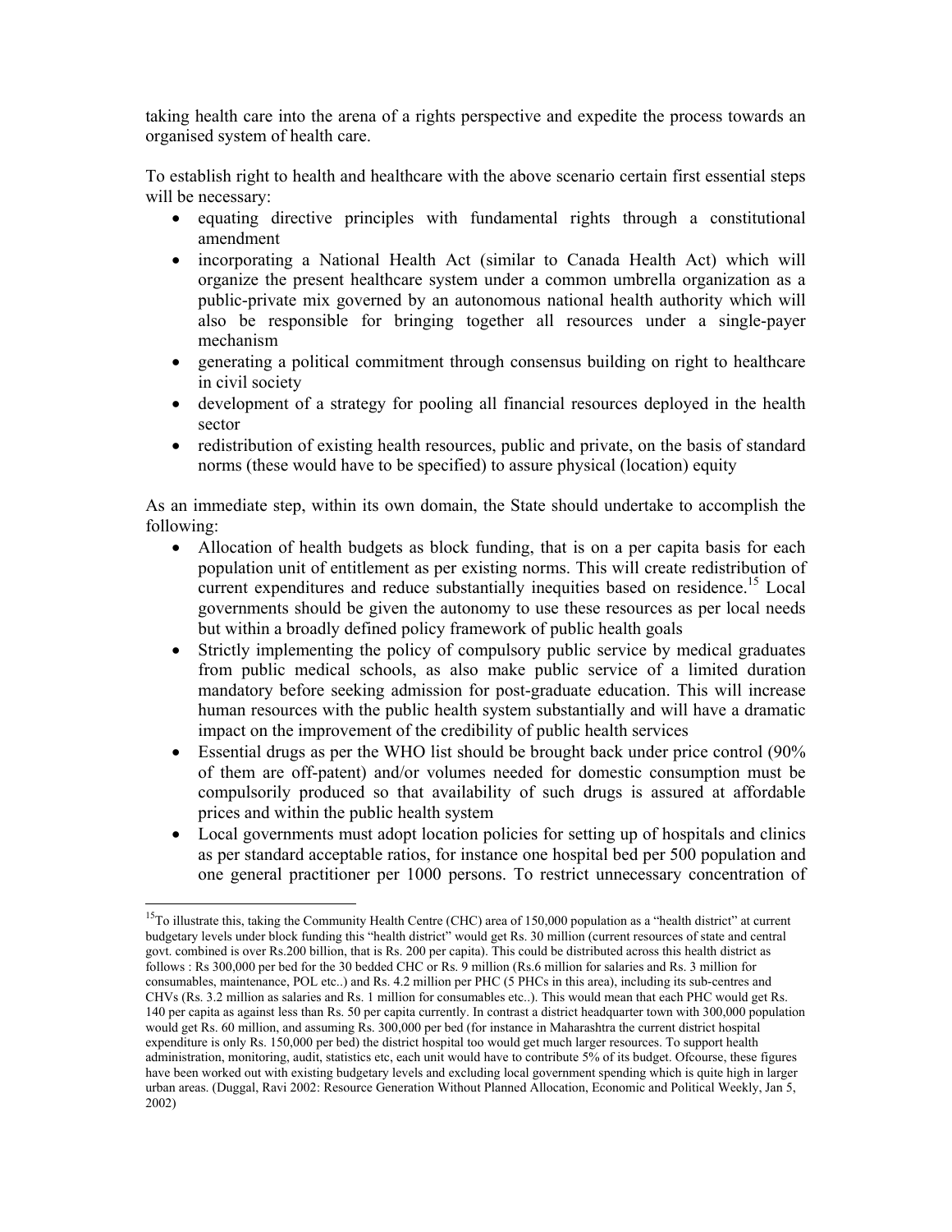taking health care into the arena of a rights perspective and expedite the process towards an organised system of health care.

To establish right to health and healthcare with the above scenario certain first essential steps will be necessary:

- equating directive principles with fundamental rights through a constitutional amendment
- incorporating a National Health Act (similar to Canada Health Act) which will organize the present healthcare system under a common umbrella organization as a public-private mix governed by an autonomous national health authority which will also be responsible for bringing together all resources under a single-payer mechanism
- generating a political commitment through consensus building on right to healthcare in civil society
- development of a strategy for pooling all financial resources deployed in the health sector
- redistribution of existing health resources, public and private, on the basis of standard norms (these would have to be specified) to assure physical (location) equity

As an immediate step, within its own domain, the State should undertake to accomplish the following:

- Allocation of health budgets as block funding, that is on a per capita basis for each population unit of entitlement as per existing norms. This will create redistribution of current expenditures and reduce substantially inequities based on residence.[15] Local governments should be given the autonomy to use these resources as per local needs but within a broadly defined policy framework of public health goals
- Strictly implementing the policy of compulsory public service by medical graduates from public medical schools, as also make public service of a limited duration mandatory before seeking admission for post-graduate education. This will increase human resources with the public health system substantially and will have a dramatic impact on the improvement of the credibility of public health services
- Essential drugs as per the WHO list should be brought back under price control (90% of them are off-patent) and/or volumes needed for domestic consumption must be compulsorily produced so that availability of such drugs is assured at affordable prices and within the public health system
- Local governments must adopt location policies for setting up of hospitals and clinics as per standard acceptable ratios, for instance one hospital bed per 500 population and one general practitioner per 1000 persons. To restrict unnecessary concentration of

---

[15] To illustrate this, taking the Community Health Centre (CHC) area of 150,000 population as a "health district" at current budgetary levels under block funding this "health district" would get Rs. 30 million (current resources of state and central govt. combined is over Rs.200 billion, that is Rs. 200 per capita). This could be distributed across this health district as follows : Rs 300,000 per bed for the 30 bedded CHC or Rs. 9 million (Rs.6 million for salaries and Rs. 3 million for consumables, maintenance, POL etc..) and Rs. 4.2 million per PHC (5 PHCs in this area), including its sub-centres and CHVs (Rs. 3.2 million as salaries and Rs. 1 million for consumables etc..). This would mean that each PHC would get Rs. 140 per capita as against less than Rs. 50 per capita currently. In contrast a district headquarter town with 300,000 population would get Rs. 60 million, and assuming Rs. 300,000 per bed (for instance in Maharashtra the current district hospital expenditure is only Rs. 150,000 per bed) the district hospital too would get much larger resources. To support health administration, monitoring, audit, statistics etc, each unit would have to contribute 5% of its budget. Ofcourse, these figures have been worked out with existing budgetary levels and excluding local government spending which is quite high in larger urban areas. (Duggal, Ravi 2002: Resource Generation Without Planned Allocation, Economic and Political Weekly, Jan 5, 2002)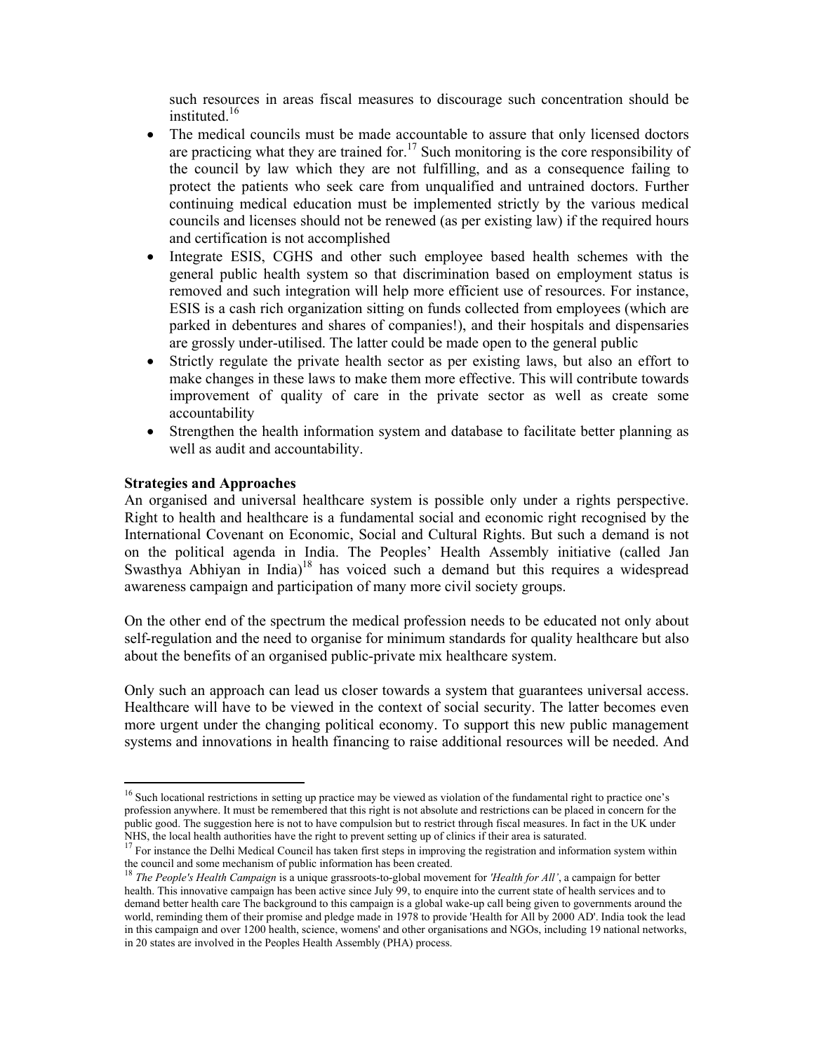such resources in areas fiscal measures to discourage such concentration should be instituted.[16]

- The medical councils must be made accountable to assure that only licensed doctors are practicing what they are trained for.[17] Such monitoring is the core responsibility of the council by law which they are not fulfilling, and as a consequence failing to protect the patients who seek care from unqualified and untrained doctors. Further continuing medical education must be implemented strictly by the various medical councils and licenses should not be renewed (as per existing law) if the required hours and certification is not accomplished
- Integrate ESIS, CGHS and other such employee based health schemes with the general public health system so that discrimination based on employment status is removed and such integration will help more efficient use of resources. For instance, ESIS is a cash rich organization sitting on funds collected from employees (which are parked in debentures and shares of companies!), and their hospitals and dispensaries are grossly under-utilised. The latter could be made open to the general public
- Strictly regulate the private health sector as per existing laws, but also an effort to make changes in these laws to make them more effective. This will contribute towards improvement of quality of care in the private sector as well as create some accountability
- Strengthen the health information system and database to facilitate better planning as well as audit and accountability.

**Strategies and Approaches**

An organised and universal healthcare system is possible only under a rights perspective. Right to health and healthcare is a fundamental social and economic right recognised by the International Covenant on Economic, Social and Cultural Rights. But such a demand is not on the political agenda in India. The Peoples' Health Assembly initiative (called Jan Swasthya Abhiyan in India)[18] has voiced such a demand but this requires a widespread awareness campaign and participation of many more civil society groups.

On the other end of the spectrum the medical profession needs to be educated not only about self-regulation and the need to organise for minimum standards for quality healthcare but also about the benefits of an organised public-private mix healthcare system.

Only such an approach can lead us closer towards a system that guarantees universal access. Healthcare will have to be viewed in the context of social security. The latter becomes even more urgent under the changing political economy. To support this new public management systems and innovations in health financing to raise additional resources will be needed. And

---

[16] Such locational restrictions in setting up practice may be viewed as violation of the fundamental right to practice one's profession anywhere. It must be remembered that this right is not absolute and restrictions can be placed in concern for the public good. The suggestion here is not to have compulsion but to restrict through fiscal measures. In fact in the UK under NHS, the local health authorities have the right to prevent setting up of clinics if their area is saturated.

[17] For instance the Delhi Medical Council has taken first steps in improving the registration and information system within the council and some mechanism of public information has been created.

[18] *The People's Health Campaign* is a unique grassroots-to-global movement for *'Health for All'*, a campaign for better health. This innovative campaign has been active since July 99, to enquire into the current state of health services and to demand better health care The background to this campaign is a global wake-up call being given to governments around the world, reminding them of their promise and pledge made in 1978 to provide 'Health for All by 2000 AD'. India took the lead in this campaign and over 1200 health, science, womens' and other organisations and NGOs, including 19 national networks, in 20 states are involved in the Peoples Health Assembly (PHA) process.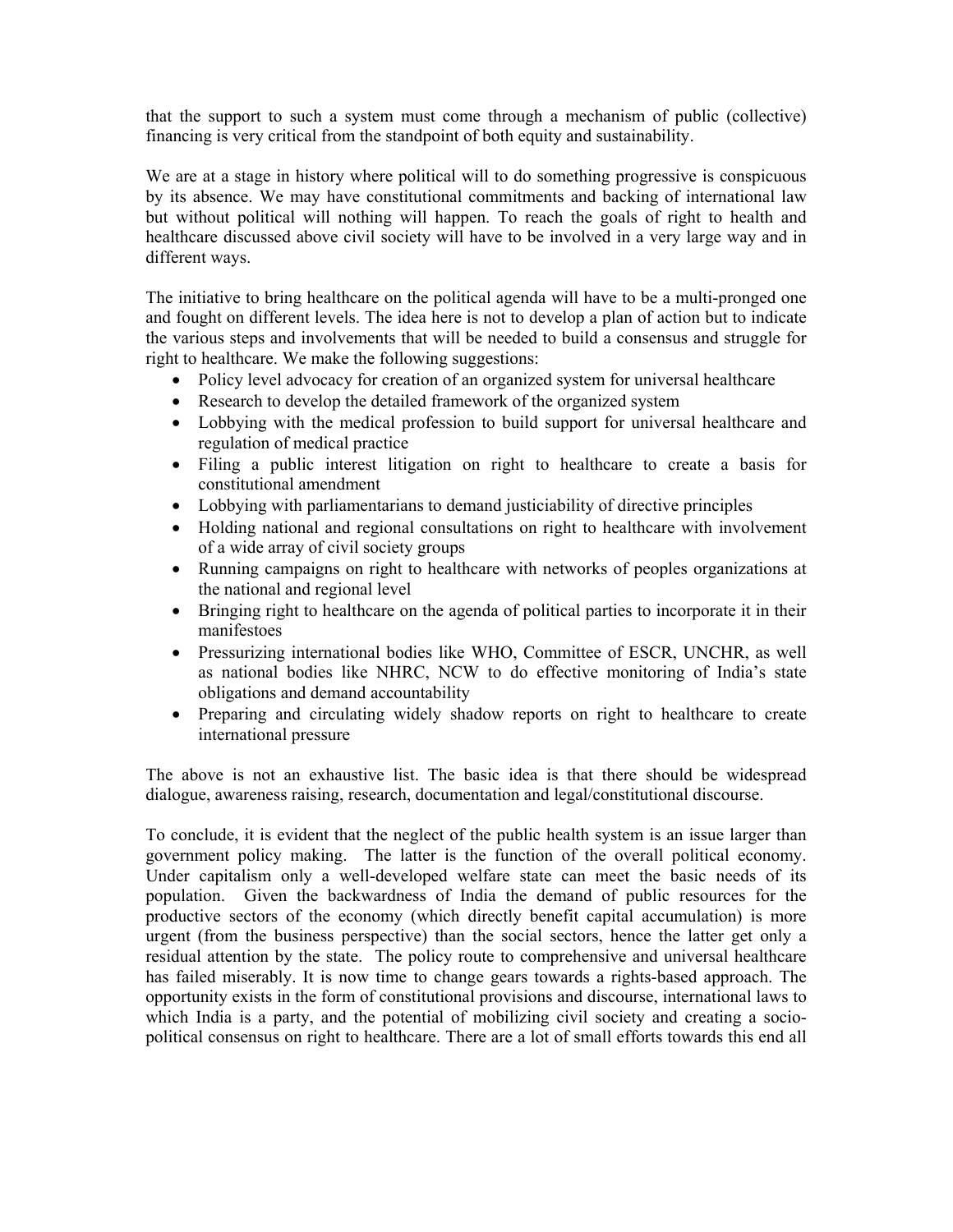that the support to such a system must come through a mechanism of public (collective) financing is very critical from the standpoint of both equity and sustainability.

We are at a stage in history where political will to do something progressive is conspicuous by its absence. We may have constitutional commitments and backing of international law but without political will nothing will happen. To reach the goals of right to health and healthcare discussed above civil society will have to be involved in a very large way and in different ways.

The initiative to bring healthcare on the political agenda will have to be a multi-pronged one and fought on different levels. The idea here is not to develop a plan of action but to indicate the various steps and involvements that will be needed to build a consensus and struggle for right to healthcare. We make the following suggestions:

- Policy level advocacy for creation of an organized system for universal healthcare
- Research to develop the detailed framework of the organized system
- Lobbying with the medical profession to build support for universal healthcare and regulation of medical practice
- Filing a public interest litigation on right to healthcare to create a basis for constitutional amendment
- Lobbying with parliamentarians to demand justiciability of directive principles
- Holding national and regional consultations on right to healthcare with involvement of a wide array of civil society groups
- Running campaigns on right to healthcare with networks of peoples organizations at the national and regional level
- Bringing right to healthcare on the agenda of political parties to incorporate it in their manifestoes
- Pressurizing international bodies like WHO, Committee of ESCR, UNCHR, as well as national bodies like NHRC, NCW to do effective monitoring of India's state obligations and demand accountability
- Preparing and circulating widely shadow reports on right to healthcare to create international pressure

The above is not an exhaustive list. The basic idea is that there should be widespread dialogue, awareness raising, research, documentation and legal/constitutional discourse.

To conclude, it is evident that the neglect of the public health system is an issue larger than government policy making. The latter is the function of the overall political economy. Under capitalism only a well-developed welfare state can meet the basic needs of its population. Given the backwardness of India the demand of public resources for the productive sectors of the economy (which directly benefit capital accumulation) is more urgent (from the business perspective) than the social sectors, hence the latter get only a residual attention by the state. The policy route to comprehensive and universal healthcare has failed miserably. It is now time to change gears towards a rights-based approach. The opportunity exists in the form of constitutional provisions and discourse, international laws to which India is a party, and the potential of mobilizing civil society and creating a socio-political consensus on right to healthcare. There are a lot of small efforts towards this end all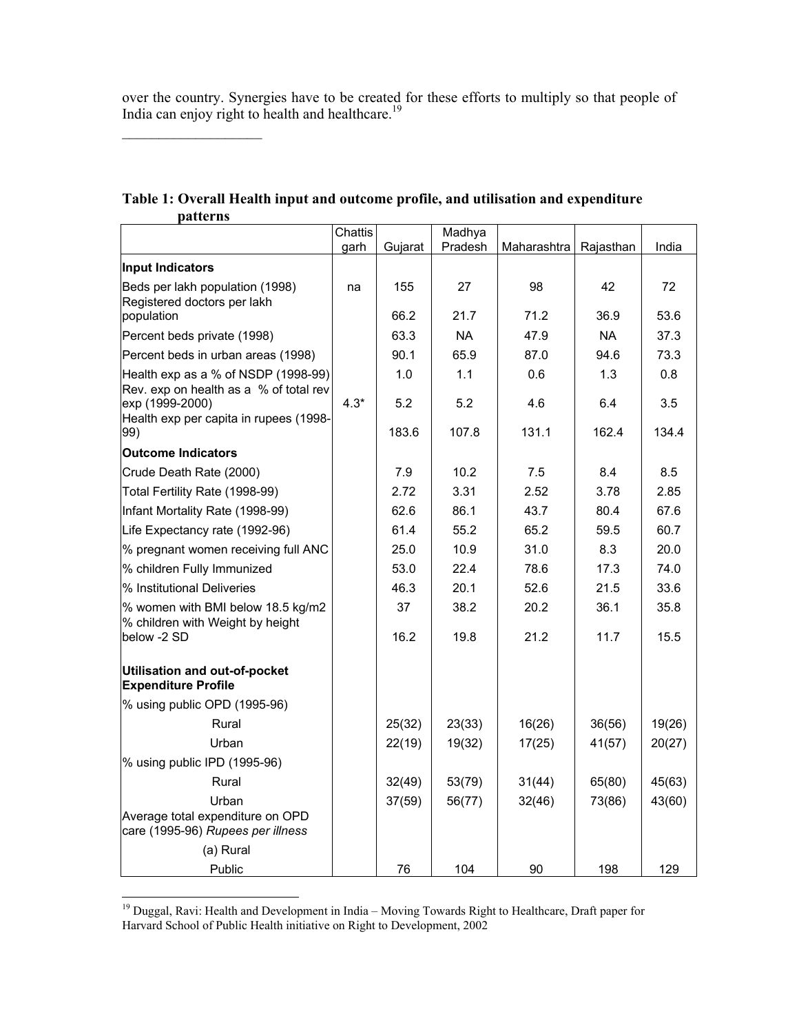over the country. Synergies have to be created for these efforts to multiply so that people of India can enjoy right to health and healthcare.[19]

___________________

**Table 1: Overall Health input and outcome profile, and utilisation and expenditure patterns**

| | Chattisgarh | Gujarat | Madhya Pradesh | Maharashtra | Rajasthan | India |
|---|---|---|---|---|---|---|
| **Input Indicators** | | | | | | |
| Beds per lakh population (1998) | na | 155 | 27 | 98 | 42 | 72 |
| Registered doctors per lakh population | | 66.2 | 21.7 | 71.2 | 36.9 | 53.6 |
| Percent beds private (1998) | | 63.3 | NA | 47.9 | NA | 37.3 |
| Percent beds in urban areas (1998) | | 90.1 | 65.9 | 87.0 | 94.6 | 73.3 |
| Health exp as a % of NSDP (1998-99) | | 1.0 | 1.1 | 0.6 | 1.3 | 0.8 |
| Rev. exp on health as a % of total rev exp (1999-2000) | 4.3* | 5.2 | 5.2 | 4.6 | 6.4 | 3.5 |
| Health exp per capita in rupees (1998-99) | | 183.6 | 107.8 | 131.1 | 162.4 | 134.4 |
| **Outcome Indicators** | | | | | | |
| Crude Death Rate (2000) | | 7.9 | 10.2 | 7.5 | 8.4 | 8.5 |
| Total Fertility Rate (1998-99) | | 2.72 | 3.31 | 2.52 | 3.78 | 2.85 |
| Infant Mortality Rate (1998-99) | | 62.6 | 86.1 | 43.7 | 80.4 | 67.6 |
| Life Expectancy rate (1992-96) | | 61.4 | 55.2 | 65.2 | 59.5 | 60.7 |
| % pregnant women receiving full ANC | | 25.0 | 10.9 | 31.0 | 8.3 | 20.0 |
| % children Fully Immunized | | 53.0 | 22.4 | 78.6 | 17.3 | 74.0 |
| % Institutional Deliveries | | 46.3 | 20.1 | 52.6 | 21.5 | 33.6 |
| % women with BMI below 18.5 kg/m2 | | 37 | 38.2 | 20.2 | 36.1 | 35.8 |
| % children with Weight by height below -2 SD | | 16.2 | 19.8 | 21.2 | 11.7 | 15.5 |
| **Utilisation and out-of-pocket Expenditure Profile** | | | | | | |
| % using public OPD (1995-96) | | | | | | |
| Rural | | 25(32) | 23(33) | 16(26) | 36(56) | 19(26) |
| Urban | | 22(19) | 19(32) | 17(25) | 41(57) | 20(27) |
| % using public IPD (1995-96) | | | | | | |
| Rural | | 32(49) | 53(79) | 31(44) | 65(80) | 45(63) |
| Urban | | 37(59) | 56(77) | 32(46) | 73(86) | 43(60) |
| Average total expenditure on OPD care (1995-96) *Rupees per illness* | | | | | | |
| (a) Rural | | | | | | |
| Public | | 76 | 104 | 90 | 198 | 129 |

[19] Duggal, Ravi: Health and Development in India – Moving Towards Right to Healthcare, Draft paper for Harvard School of Public Health initiative on Right to Development, 2002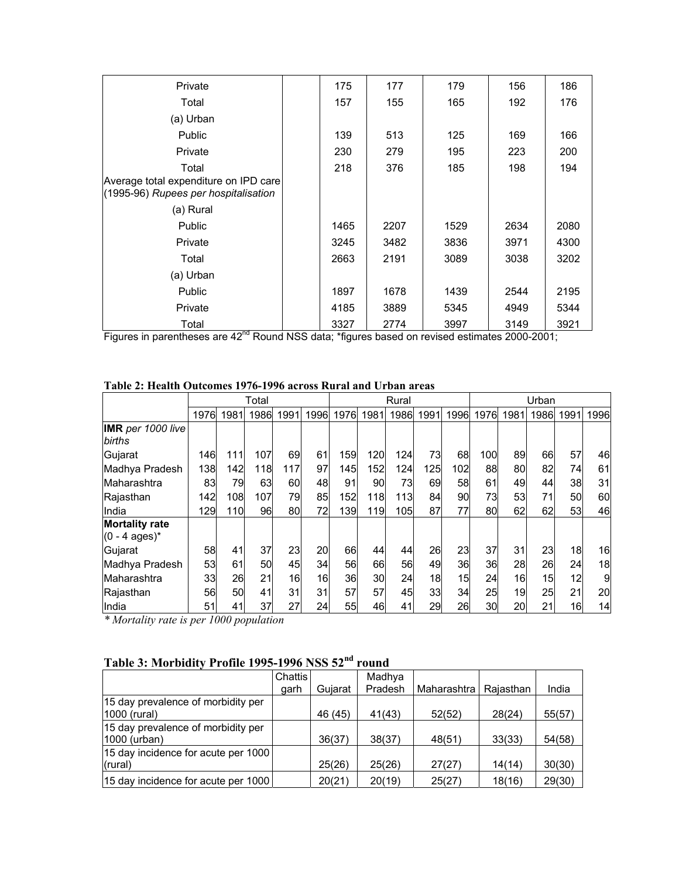| | | | | | | |
|---|---|---|---|---|---|---|
| Private | | 175 | 177 | 179 | 156 | 186 |
| Total | | 157 | 155 | 165 | 192 | 176 |
| (a) Urban | | | | | | |
| Public | | 139 | 513 | 125 | 169 | 166 |
| Private | | 230 | 279 | 195 | 223 | 200 |
| Total | | 218 | 376 | 185 | 198 | 194 |
| Average total expenditure on IPD care (1995-96) *Rupees per hospitalisation* | | | | | | |
| (a) Rural | | | | | | |
| Public | | 1465 | 2207 | 1529 | 2634 | 2080 |
| Private | | 3245 | 3482 | 3836 | 3971 | 4300 |
| Total | | 2663 | 2191 | 3089 | 3038 | 3202 |
| (a) Urban | | | | | | |
| Public | | 1897 | 1678 | 1439 | 2544 | 2195 |
| Private | | 4185 | 3889 | 5345 | 4949 | 5344 |
| Total | | 3327 | 2774 | 3997 | 3149 | 3921 |

Figures in parentheses are 42[nd] Round NSS data; *figures based on revised estimates 2000-2001;

**Table 2: Health Outcomes 1976-1996 across Rural and Urban areas**

| | Total | | | | | Rural | | | | | Urban | | | | |
|---|---|---|---|---|---|---|---|---|---|---|---|---|---|---|---|
| | 1976 | 1981 | 1986 | 1991 | 1996 | 1976 | 1981 | 1986 | 1991 | 1996 | 1976 | 1981 | 1986 | 1991 | 1996 |
| **IMR** *per 1000 live births* | | | | | | | | | | | | | | | |
| Gujarat | 146 | 111 | 107 | 69 | 61 | 159 | 120 | 124 | 73 | 68 | 100 | 89 | 66 | 57 | 46 |
| Madhya Pradesh | 138 | 142 | 118 | 117 | 97 | 145 | 152 | 124 | 125 | 102 | 88 | 80 | 82 | 74 | 61 |
| Maharashtra | 83 | 79 | 63 | 60 | 48 | 91 | 90 | 73 | 69 | 58 | 61 | 49 | 44 | 38 | 31 |
| Rajasthan | 142 | 108 | 107 | 79 | 85 | 152 | 118 | 113 | 84 | 90 | 73 | 53 | 71 | 50 | 60 |
| India | 129 | 110 | 96 | 80 | 72 | 139 | 119 | 105 | 87 | 77 | 80 | 62 | 62 | 53 | 46 |
| **Mortality rate** (0 - 4 ages)* | | | | | | | | | | | | | | | |
| Gujarat | 58 | 41 | 37 | 23 | 20 | 66 | 44 | 44 | 26 | 23 | 37 | 31 | 23 | 18 | 16 |
| Madhya Pradesh | 53 | 61 | 50 | 45 | 34 | 56 | 66 | 56 | 49 | 36 | 36 | 28 | 26 | 24 | 18 |
| Maharashtra | 33 | 26 | 21 | 16 | 16 | 36 | 30 | 24 | 18 | 15 | 24 | 16 | 15 | 12 | 9 |
| Rajasthan | 56 | 50 | 41 | 31 | 31 | 57 | 57 | 45 | 33 | 34 | 25 | 19 | 25 | 21 | 20 |
| India | 51 | 41 | 37 | 27 | 24 | 55 | 46 | 41 | 29 | 26 | 30 | 20 | 21 | 16 | 14 |

*\* Mortality rate is per 1000 population*

**Table 3: Morbidity Profile 1995-1996 NSS 52[nd] round**

| | Chattisgarh | Gujarat | Madhya Pradesh | Maharashtra | Rajasthan | India |
|---|---|---|---|---|---|---|
| 15 day prevalence of morbidity per 1000 (rural) | | 46 (45) | 41(43) | 52(52) | 28(24) | 55(57) |
| 15 day prevalence of morbidity per 1000 (urban) | | 36(37) | 38(37) | 48(51) | 33(33) | 54(58) |
| 15 day incidence for acute per 1000 (rural) | | 25(26) | 25(26) | 27(27) | 14(14) | 30(30) |
| 15 day incidence for acute per 1000 | | 20(21) | 20(19) | 25(27) | 18(16) | 29(30) |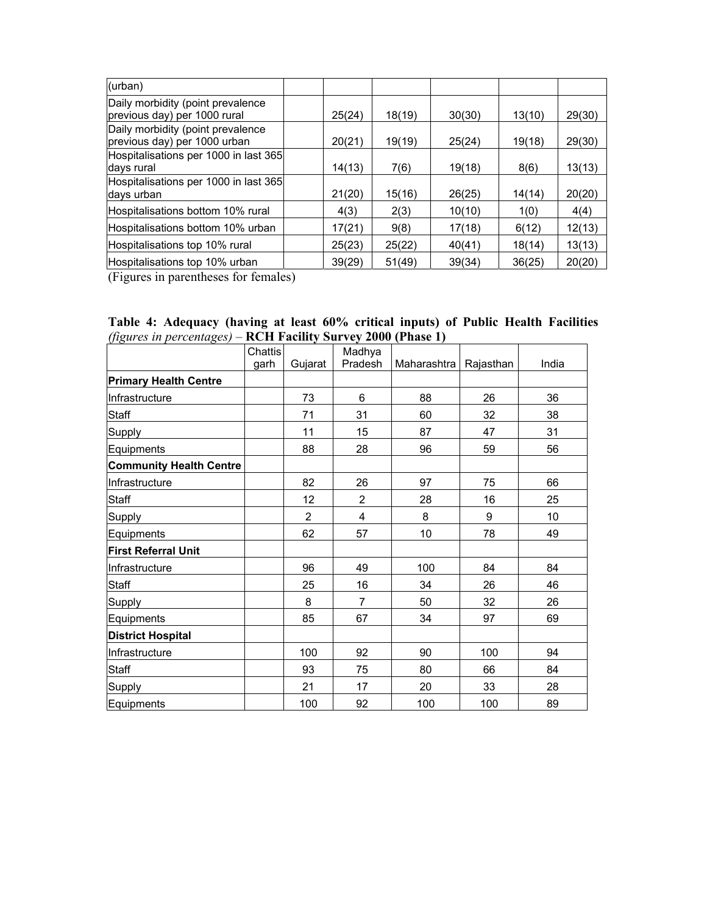| (urban) | | | | | | |
|---|---|---|---|---|---|---|
| Daily morbidity (point prevalence previous day) per 1000 rural | | 25(24) | 18(19) | 30(30) | 13(10) | 29(30) |
| Daily morbidity (point prevalence previous day) per 1000 urban | | 20(21) | 19(19) | 25(24) | 19(18) | 29(30) |
| Hospitalisations per 1000 in last 365 days rural | | 14(13) | 7(6) | 19(18) | 8(6) | 13(13) |
| Hospitalisations per 1000 in last 365 days urban | | 21(20) | 15(16) | 26(25) | 14(14) | 20(20) |
| Hospitalisations bottom 10% rural | | 4(3) | 2(3) | 10(10) | 1(0) | 4(4) |
| Hospitalisations bottom 10% urban | | 17(21) | 9(8) | 17(18) | 6(12) | 12(13) |
| Hospitalisations top 10% rural | | 25(23) | 25(22) | 40(41) | 18(14) | 13(13) |
| Hospitalisations top 10% urban | | 39(29) | 51(49) | 39(34) | 36(25) | 20(20) |

(Figures in parentheses for females)

**Table 4: Adequacy (having at least 60% critical inputs) of Public Health Facilities** *(figures in percentages)* – **RCH Facility Survey 2000 (Phase 1)**

| | Chattisgarh | Gujarat | Madhya Pradesh | Maharashtra | Rajasthan | India |
|---|---|---|---|---|---|---|
| **Primary Health Centre** | | | | | | |
| Infrastructure | | 73 | 6 | 88 | 26 | 36 |
| Staff | | 71 | 31 | 60 | 32 | 38 |
| Supply | | 11 | 15 | 87 | 47 | 31 |
| Equipments | | 88 | 28 | 96 | 59 | 56 |
| **Community Health Centre** | | | | | | |
| Infrastructure | | 82 | 26 | 97 | 75 | 66 |
| Staff | | 12 | 2 | 28 | 16 | 25 |
| Supply | | 2 | 4 | 8 | 9 | 10 |
| Equipments | | 62 | 57 | 10 | 78 | 49 |
| **First Referral Unit** | | | | | | |
| Infrastructure | | 96 | 49 | 100 | 84 | 84 |
| Staff | | 25 | 16 | 34 | 26 | 46 |
| Supply | | 8 | 7 | 50 | 32 | 26 |
| Equipments | | 85 | 67 | 34 | 97 | 69 |
| **District Hospital** | | | | | | |
| Infrastructure | | 100 | 92 | 90 | 100 | 94 |
| Staff | | 93 | 75 | 80 | 66 | 84 |
| Supply | | 21 | 17 | 20 | 33 | 28 |
| Equipments | | 100 | 92 | 100 | 100 | 89 |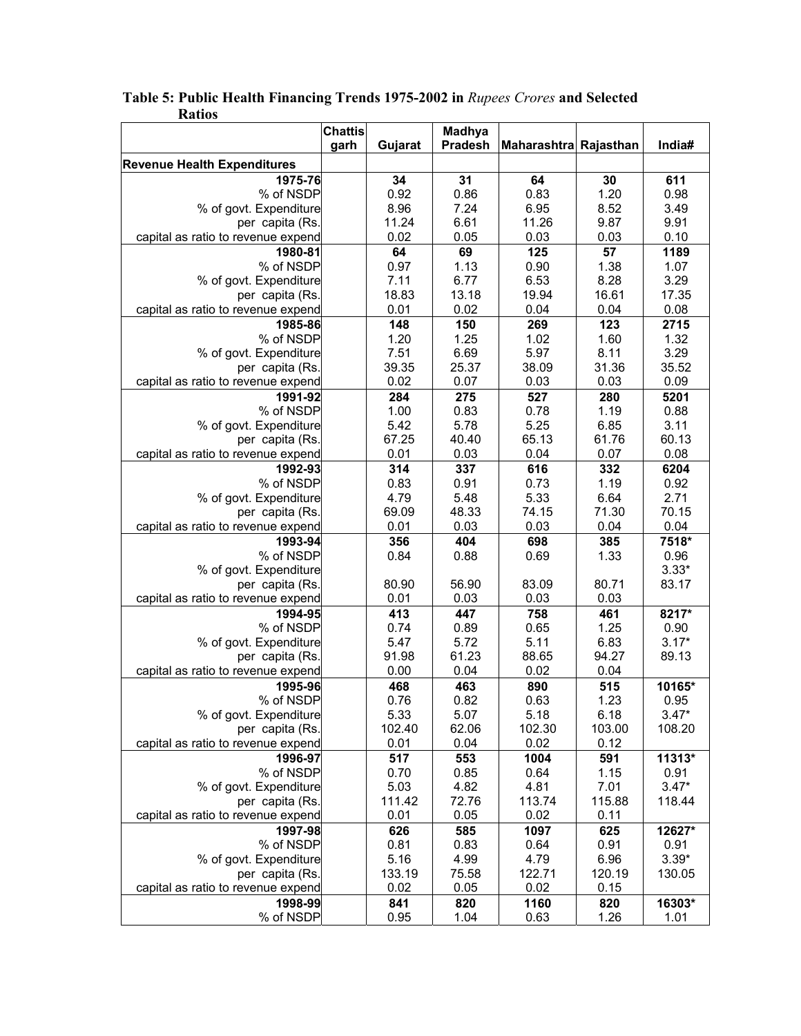**Table 5: Public Health Financing Trends 1975-2002 in *Rupees Crores* and Selected Ratios**

| | Chattisgarh | Gujarat | Madhya Pradesh | Maharashtra | Rajasthan | India# |
|---|---|---|---|---|---|---|
| **Revenue Health Expenditures** | | | | | | |
| **1975-76** | | **34** | **31** | **64** | **30** | **611** |
| % of NSDP | | 0.92 | 0.86 | 0.83 | 1.20 | 0.98 |
| % of govt. Expenditure | | 8.96 | 7.24 | 6.95 | 8.52 | 3.49 |
| per capita (Rs. | | 11.24 | 6.61 | 11.26 | 9.87 | 9.91 |
| capital as ratio to revenue expend | | 0.02 | 0.05 | 0.03 | 0.03 | 0.10 |
| **1980-81** | | **64** | **69** | **125** | **57** | **1189** |
| % of NSDP | | 0.97 | 1.13 | 0.90 | 1.38 | 1.07 |
| % of govt. Expenditure | | 7.11 | 6.77 | 6.53 | 8.28 | 3.29 |
| per capita (Rs. | | 18.83 | 13.18 | 19.94 | 16.61 | 17.35 |
| capital as ratio to revenue expend | | 0.01 | 0.02 | 0.04 | 0.04 | 0.08 |
| **1985-86** | | **148** | **150** | **269** | **123** | **2715** |
| % of NSDP | | 1.20 | 1.25 | 1.02 | 1.60 | 1.32 |
| % of govt. Expenditure | | 7.51 | 6.69 | 5.97 | 8.11 | 3.29 |
| per capita (Rs. | | 39.35 | 25.37 | 38.09 | 31.36 | 35.52 |
| capital as ratio to revenue expend | | 0.02 | 0.07 | 0.03 | 0.03 | 0.09 |
| **1991-92** | | **284** | **275** | **527** | **280** | **5201** |
| % of NSDP | | 1.00 | 0.83 | 0.78 | 1.19 | 0.88 |
| % of govt. Expenditure | | 5.42 | 5.78 | 5.25 | 6.85 | 3.11 |
| per capita (Rs. | | 67.25 | 40.40 | 65.13 | 61.76 | 60.13 |
| capital as ratio to revenue expend | | 0.01 | 0.03 | 0.04 | 0.07 | 0.08 |
| **1992-93** | | **314** | **337** | **616** | **332** | **6204** |
| % of NSDP | | 0.83 | 0.91 | 0.73 | 1.19 | 0.92 |
| % of govt. Expenditure | | 4.79 | 5.48 | 5.33 | 6.64 | 2.71 |
| per capita (Rs. | | 69.09 | 48.33 | 74.15 | 71.30 | 70.15 |
| capital as ratio to revenue expend | | 0.01 | 0.03 | 0.03 | 0.04 | 0.04 |
| **1993-94** | | **356** | **404** | **698** | **385** | **7518*** |
| % of NSDP | | 0.84 | 0.88 | 0.69 | 1.33 | 0.96 |
| % of govt. Expenditure | | | | | | 3.33* |
| per capita (Rs. | | 80.90 | 56.90 | 83.09 | 80.71 | 83.17 |
| capital as ratio to revenue expend | | 0.01 | 0.03 | 0.03 | 0.03 | |
| **1994-95** | | **413** | **447** | **758** | **461** | **8217*** |
| % of NSDP | | 0.74 | 0.89 | 0.65 | 1.25 | 0.90 |
| % of govt. Expenditure | | 5.47 | 5.72 | 5.11 | 6.83 | 3.17* |
| per capita (Rs. | | 91.98 | 61.23 | 88.65 | 94.27 | 89.13 |
| capital as ratio to revenue expend | | 0.00 | 0.04 | 0.02 | 0.04 | |
| **1995-96** | | **468** | **463** | **890** | **515** | **10165*** |
| % of NSDP | | 0.76 | 0.82 | 0.63 | 1.23 | 0.95 |
| % of govt. Expenditure | | 5.33 | 5.07 | 5.18 | 6.18 | 3.47* |
| per capita (Rs. | | 102.40 | 62.06 | 102.30 | 103.00 | 108.20 |
| capital as ratio to revenue expend | | 0.01 | 0.04 | 0.02 | 0.12 | |
| **1996-97** | | **517** | **553** | **1004** | **591** | **11313*** |
| % of NSDP | | 0.70 | 0.85 | 0.64 | 1.15 | 0.91 |
| % of govt. Expenditure | | 5.03 | 4.82 | 4.81 | 7.01 | 3.47* |
| per capita (Rs. | | 111.42 | 72.76 | 113.74 | 115.88 | 118.44 |
| capital as ratio to revenue expend | | 0.01 | 0.05 | 0.02 | 0.11 | |
| **1997-98** | | **626** | **585** | **1097** | **625** | **12627*** |
| % of NSDP | | 0.81 | 0.83 | 0.64 | 0.91 | 0.91 |
| % of govt. Expenditure | | 5.16 | 4.99 | 4.79 | 6.96 | 3.39* |
| per capita (Rs. | | 133.19 | 75.58 | 122.71 | 120.19 | 130.05 |
| capital as ratio to revenue expend | | 0.02 | 0.05 | 0.02 | 0.15 | |
| **1998-99** | | **841** | **820** | **1160** | **820** | **16303*** |
| % of NSDP | | 0.95 | 1.04 | 0.63 | 1.26 | 1.01 |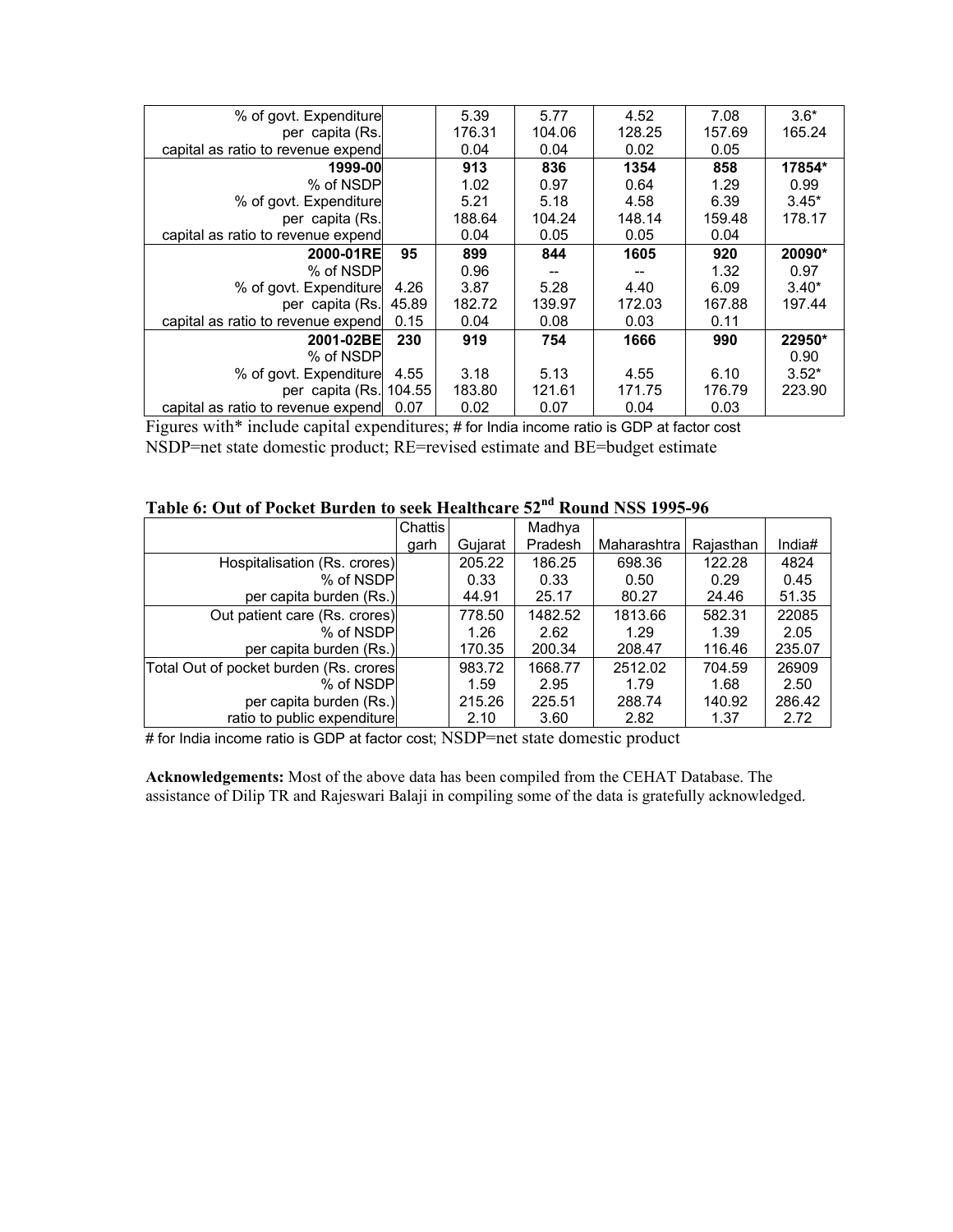| | | | | | | |
|---|---|---|---|---|---|---|
| % of govt. Expenditure | | 5.39 | 5.77 | 4.52 | 7.08 | 3.6* |
| per capita (Rs. | | 176.31 | 104.06 | 128.25 | 157.69 | 165.24 |
| capital as ratio to revenue expend | | 0.04 | 0.04 | 0.02 | 0.05 | |
| **1999-00** | | **913** | **836** | **1354** | **858** | **17854*** |
| % of NSDP | | 1.02 | 0.97 | 0.64 | 1.29 | 0.99 |
| % of govt. Expenditure | | 5.21 | 5.18 | 4.58 | 6.39 | 3.45* |
| per capita (Rs. | | 188.64 | 104.24 | 148.14 | 159.48 | 178.17 |
| capital as ratio to revenue expend | | 0.04 | 0.05 | 0.05 | 0.04 | |
| **2000-01RE** | **95** | **899** | **844** | **1605** | **920** | **20090*** |
| % of NSDP | | 0.96 | -- | -- | 1.32 | 0.97 |
| % of govt. Expenditure | 4.26 | 3.87 | 5.28 | 4.40 | 6.09 | 3.40* |
| per capita (Rs. | 45.89 | 182.72 | 139.97 | 172.03 | 167.88 | 197.44 |
| capital as ratio to revenue expend | 0.15 | 0.04 | 0.08 | 0.03 | 0.11 | |
| **2001-02BE** | **230** | **919** | **754** | **1666** | **990** | **22950*** |
| % of NSDP | | | | | | 0.90 |
| % of govt. Expenditure | 4.55 | 3.18 | 5.13 | 4.55 | 6.10 | 3.52* |
| per capita (Rs. | 104.55 | 183.80 | 121.61 | 171.75 | 176.79 | 223.90 |
| capital as ratio to revenue expend | 0.07 | 0.02 | 0.07 | 0.04 | 0.03 | |

Figures with* include capital expenditures; # for India income ratio is GDP at factor cost
NSDP=net state domestic product; RE=revised estimate and BE=budget estimate

**Table 6: Out of Pocket Burden to seek Healthcare 52nd Round NSS 1995-96**

| | Chattisgarh | Gujarat | Madhya Pradesh | Maharashtra | Rajasthan | India# |
|---|---|---|---|---|---|---|
| Hospitalisation (Rs. crores) | | 205.22 | 186.25 | 698.36 | 122.28 | 4824 |
| % of NSDP | | 0.33 | 0.33 | 0.50 | 0.29 | 0.45 |
| per capita burden (Rs.) | | 44.91 | 25.17 | 80.27 | 24.46 | 51.35 |
| Out patient care (Rs. crores) | | 778.50 | 1482.52 | 1813.66 | 582.31 | 22085 |
| % of NSDP | | 1.26 | 2.62 | 1.29 | 1.39 | 2.05 |
| per capita burden (Rs.) | | 170.35 | 200.34 | 208.47 | 116.46 | 235.07 |
| Total Out of pocket burden (Rs. crores | | 983.72 | 1668.77 | 2512.02 | 704.59 | 26909 |
| % of NSDP | | 1.59 | 2.95 | 1.79 | 1.68 | 2.50 |
| per capita burden (Rs.) | | 215.26 | 225.51 | 288.74 | 140.92 | 286.42 |
| ratio to public expenditure | | 2.10 | 3.60 | 2.82 | 1.37 | 2.72 |

# for India income ratio is GDP at factor cost; NSDP=net state domestic product

**Acknowledgements:** Most of the above data has been compiled from the CEHAT Database. The assistance of Dilip TR and Rajeswari Balaji in compiling some of the data is gratefully acknowledged.